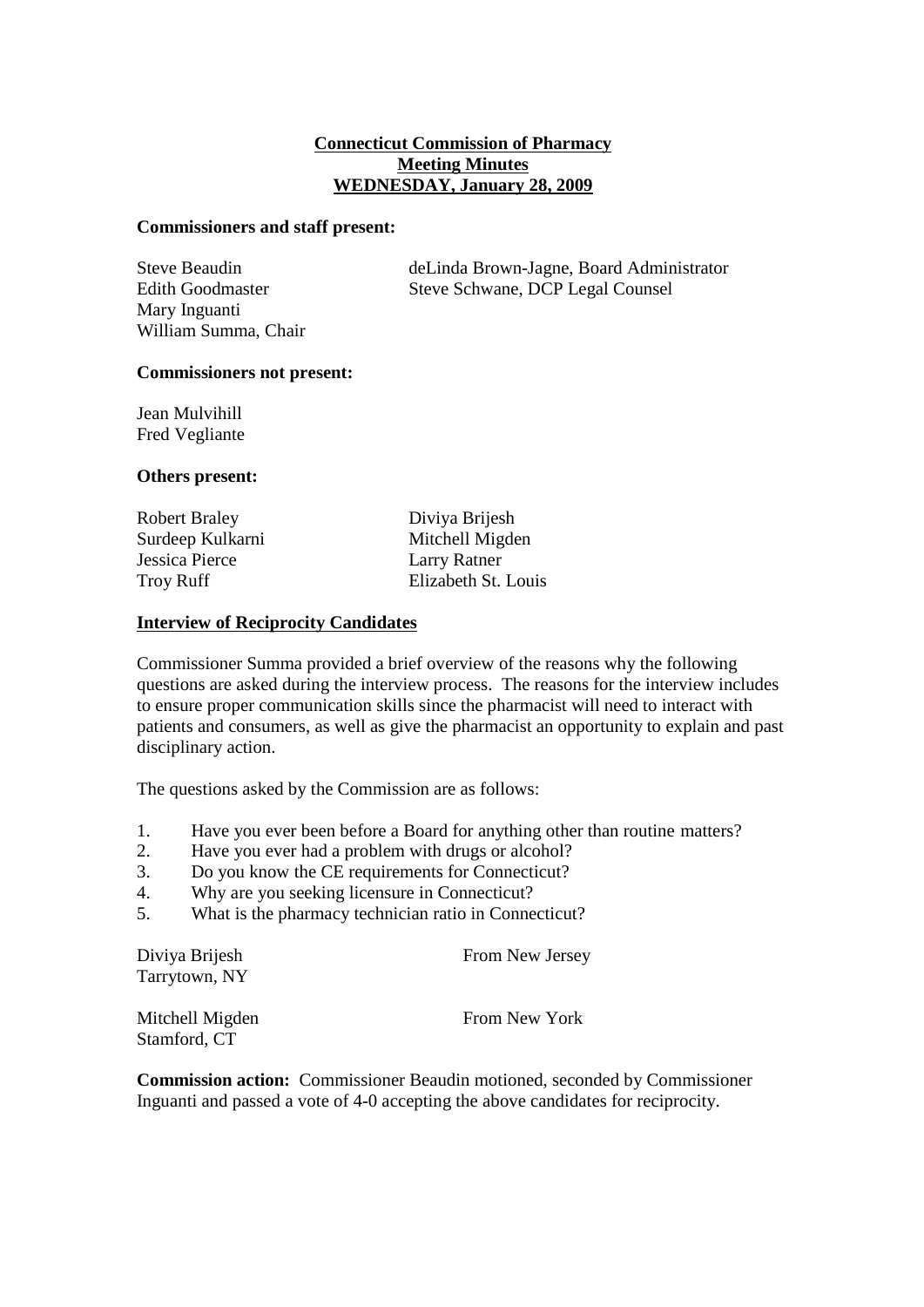# Connecticut Commission of Pharmacy
## Meeting Minutes
## WEDNESDAY, January 28, 2009

**Commissioners and staff present:**

Steve Beaudin
Edith Goodmaster
Mary Inguanti
William Summa, Chair

deLinda Brown-Jagne, Board Administrator
Steve Schwane, DCP Legal Counsel

**Commissioners not present:**

Jean Mulvihill
Fred Vegliante

**Others present:**

Robert Braley
Surdeep Kulkarni
Jessica Pierce
Troy Ruff
Diviya Brijesh
Mitchell Migden
Larry Ratner
Elizabeth St. Louis

**Interview of Reciprocity Candidates**

Commissioner Summa provided a brief overview of the reasons why the following questions are asked during the interview process. The reasons for the interview includes to ensure proper communication skills since the pharmacist will need to interact with patients and consumers, as well as give the pharmacist an opportunity to explain and past disciplinary action.

The questions asked by the Commission are as follows:

1. Have you ever been before a Board for anything other than routine matters?
2. Have you ever had a problem with drugs or alcohol?
3. Do you know the CE requirements for Connecticut?
4. Why are you seeking licensure in Connecticut?
5. What is the pharmacy technician ratio in Connecticut?

Diviya Brijesh
Tarrytown, NY
From New Jersey

Mitchell Migden
Stamford, CT
From New York

**Commission action:** Commissioner Beaudin motioned, seconded by Commissioner Inguanti and passed a vote of 4-0 accepting the above candidates for reciprocity.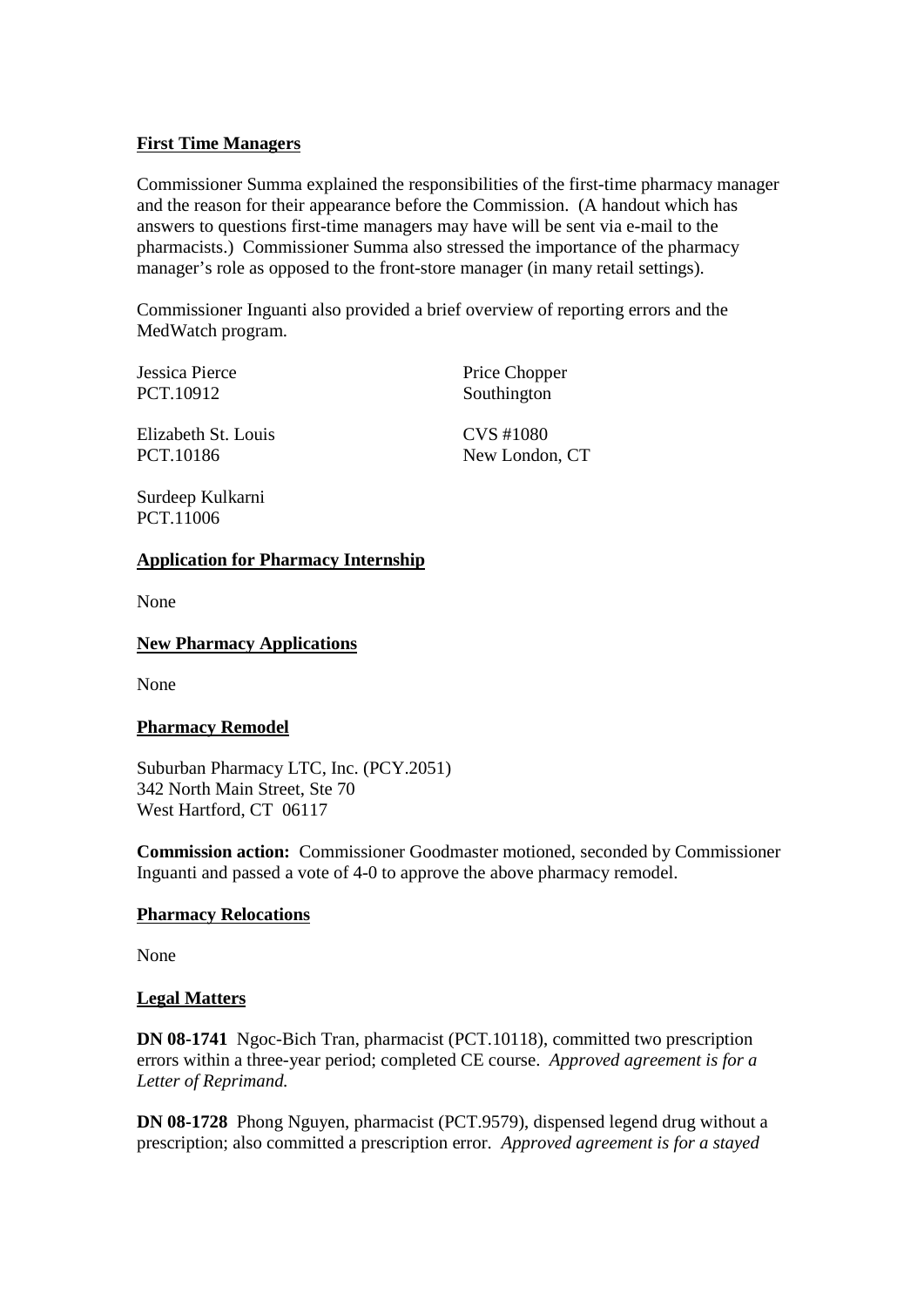**First Time Managers**

Commissioner Summa explained the responsibilities of the first-time pharmacy manager and the reason for their appearance before the Commission. (A handout which has answers to questions first-time managers may have will be sent via e-mail to the pharmacists.) Commissioner Summa also stressed the importance of the pharmacy manager's role as opposed to the front-store manager (in many retail settings).

Commissioner Inguanti also provided a brief overview of reporting errors and the MedWatch program.

Jessica Pierce
PCT.10912

Price Chopper
Southington

Elizabeth St. Louis
PCT.10186

CVS #1080
New London, CT

Surdeep Kulkarni
PCT.11006

**Application for Pharmacy Internship**

None

**New Pharmacy Applications**

None

**Pharmacy Remodel**

Suburban Pharmacy LTC, Inc. (PCY.2051)
342 North Main Street, Ste 70
West Hartford, CT 06117

**Commission action:** Commissioner Goodmaster motioned, seconded by Commissioner Inguanti and passed a vote of 4-0 to approve the above pharmacy remodel.

**Pharmacy Relocations**

None

**Legal Matters**

**DN 08-1741** Ngoc-Bich Tran, pharmacist (PCT.10118), committed two prescription errors within a three-year period; completed CE course. *Approved agreement is for a Letter of Reprimand.*

**DN 08-1728** Phong Nguyen, pharmacist (PCT.9579), dispensed legend drug without a prescription; also committed a prescription error. *Approved agreement is for a stayed*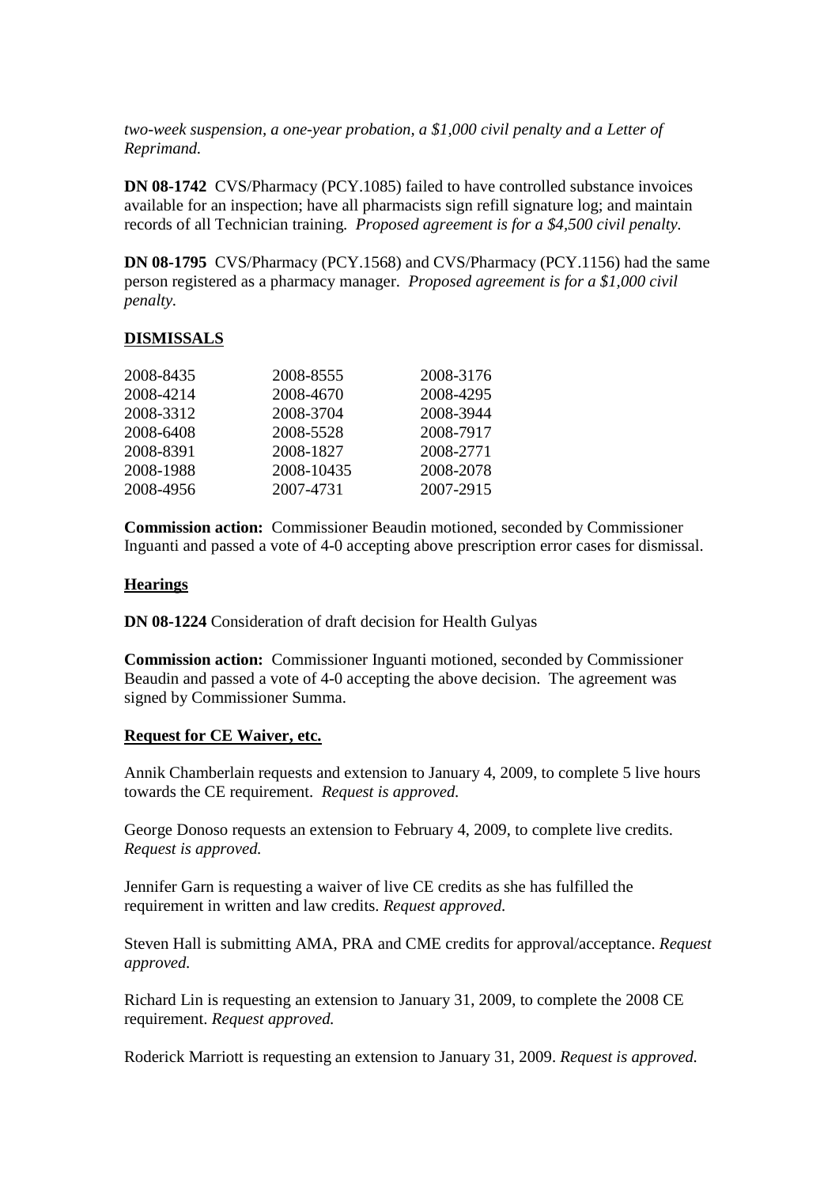*two-week suspension, a one-year probation, a $1,000 civil penalty and a Letter of Reprimand.*

**DN 08-1742** CVS/Pharmacy (PCY.1085) failed to have controlled substance invoices available for an inspection; have all pharmacists sign refill signature log; and maintain records of all Technician training. *Proposed agreement is for a $4,500 civil penalty.*

**DN 08-1795** CVS/Pharmacy (PCY.1568) and CVS/Pharmacy (PCY.1156) had the same person registered as a pharmacy manager. *Proposed agreement is for a $1,000 civil penalty.*

## DISMISSALS

| | | |
|---|---|---|
| 2008-8435 | 2008-8555 | 2008-3176 |
| 2008-4214 | 2008-4670 | 2008-4295 |
| 2008-3312 | 2008-3704 | 2008-3944 |
| 2008-6408 | 2008-5528 | 2008-7917 |
| 2008-8391 | 2008-1827 | 2008-2771 |
| 2008-1988 | 2008-10435 | 2008-2078 |
| 2008-4956 | 2007-4731 | 2007-2915 |

**Commission action:** Commissioner Beaudin motioned, seconded by Commissioner Inguanti and passed a vote of 4-0 accepting above prescription error cases for dismissal.

## Hearings

**DN 08-1224** Consideration of draft decision for Health Gulyas

**Commission action:** Commissioner Inguanti motioned, seconded by Commissioner Beaudin and passed a vote of 4-0 accepting the above decision. The agreement was signed by Commissioner Summa.

## Request for CE Waiver, etc.

Annik Chamberlain requests and extension to January 4, 2009, to complete 5 live hours towards the CE requirement. *Request is approved.*

George Donoso requests an extension to February 4, 2009, to complete live credits. *Request is approved.*

Jennifer Garn is requesting a waiver of live CE credits as she has fulfilled the requirement in written and law credits. *Request approved.*

Steven Hall is submitting AMA, PRA and CME credits for approval/acceptance. *Request approved.*

Richard Lin is requesting an extension to January 31, 2009, to complete the 2008 CE requirement. *Request approved.*

Roderick Marriott is requesting an extension to January 31, 2009. *Request is approved.*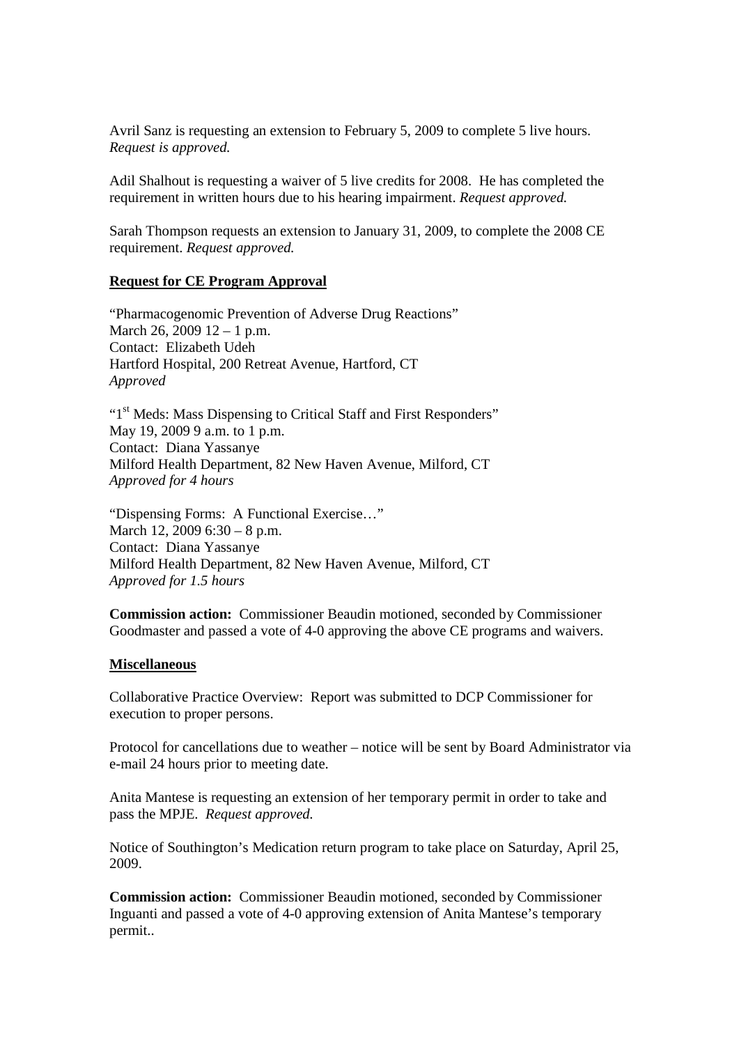Avril Sanz is requesting an extension to February 5, 2009 to complete 5 live hours. *Request is approved.*

Adil Shalhout is requesting a waiver of 5 live credits for 2008. He has completed the requirement in written hours due to his hearing impairment. *Request approved.*

Sarah Thompson requests an extension to January 31, 2009, to complete the 2008 CE requirement. *Request approved.*

**Request for CE Program Approval**

"Pharmacogenomic Prevention of Adverse Drug Reactions"
March 26, 2009 12 – 1 p.m.
Contact: Elizabeth Udeh
Hartford Hospital, 200 Retreat Avenue, Hartford, CT
*Approved*

"1st Meds: Mass Dispensing to Critical Staff and First Responders"
May 19, 2009 9 a.m. to 1 p.m.
Contact: Diana Yassanye
Milford Health Department, 82 New Haven Avenue, Milford, CT
*Approved for 4 hours*

"Dispensing Forms: A Functional Exercise…"
March 12, 2009 6:30 – 8 p.m.
Contact: Diana Yassanye
Milford Health Department, 82 New Haven Avenue, Milford, CT
*Approved for 1.5 hours*

**Commission action:** Commissioner Beaudin motioned, seconded by Commissioner Goodmaster and passed a vote of 4-0 approving the above CE programs and waivers.

**Miscellaneous**

Collaborative Practice Overview: Report was submitted to DCP Commissioner for execution to proper persons.

Protocol for cancellations due to weather – notice will be sent by Board Administrator via e-mail 24 hours prior to meeting date.

Anita Mantese is requesting an extension of her temporary permit in order to take and pass the MPJE. *Request approved.*

Notice of Southington's Medication return program to take place on Saturday, April 25, 2009.

**Commission action:** Commissioner Beaudin motioned, seconded by Commissioner Inguanti and passed a vote of 4-0 approving extension of Anita Mantese's temporary permit..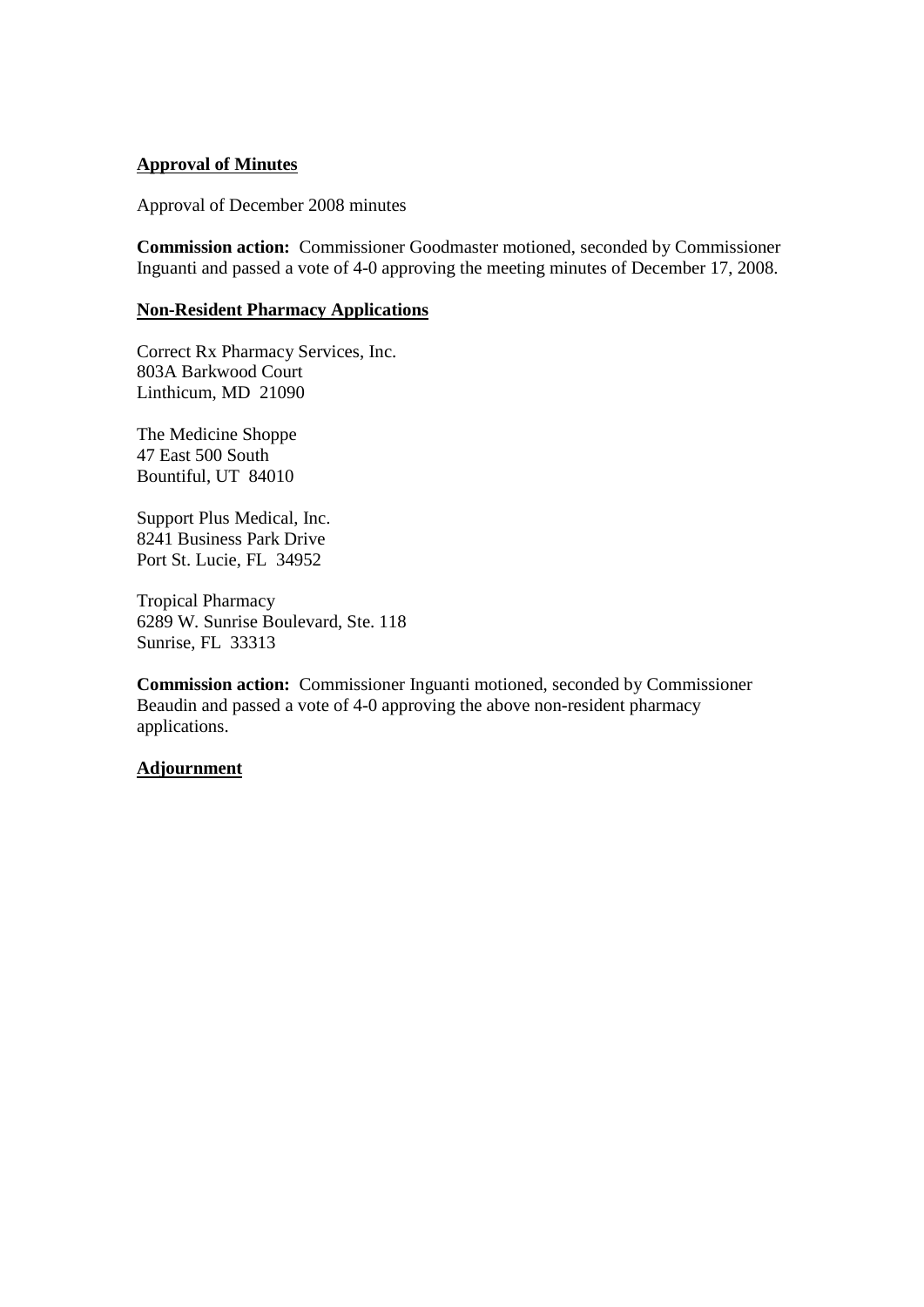**Approval of Minutes**

Approval of December 2008 minutes

**Commission action:** Commissioner Goodmaster motioned, seconded by Commissioner Inguanti and passed a vote of 4-0 approving the meeting minutes of December 17, 2008.

**Non-Resident Pharmacy Applications**

Correct Rx Pharmacy Services, Inc.
803A Barkwood Court
Linthicum, MD 21090

The Medicine Shoppe
47 East 500 South
Bountiful, UT 84010

Support Plus Medical, Inc.
8241 Business Park Drive
Port St. Lucie, FL 34952

Tropical Pharmacy
6289 W. Sunrise Boulevard, Ste. 118
Sunrise, FL 33313

**Commission action:** Commissioner Inguanti motioned, seconded by Commissioner Beaudin and passed a vote of 4-0 approving the above non-resident pharmacy applications.

**Adjournment**